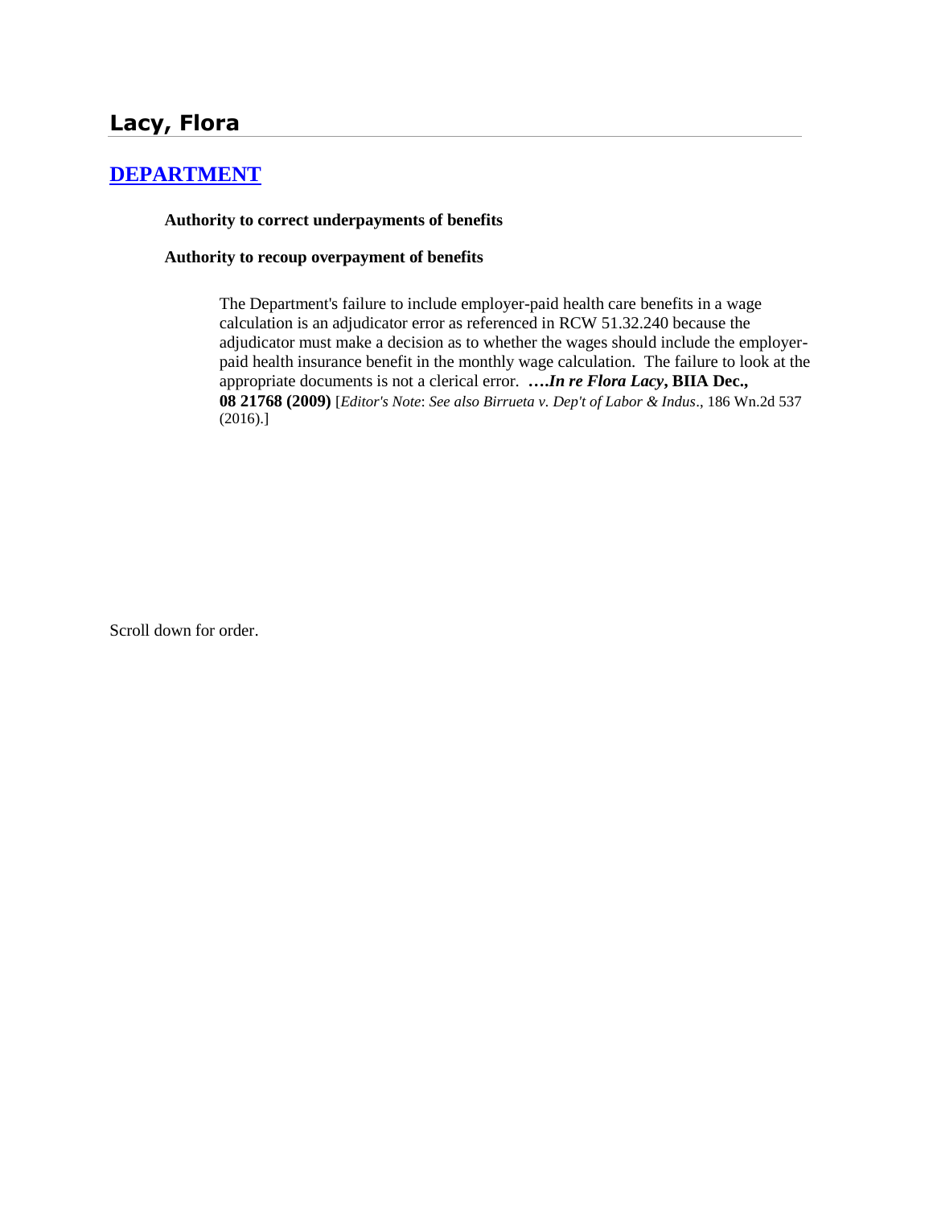# Lacy, Flora

## [DEPARTMENT]

**Authority to correct underpayments of benefits**

**Authority to recoup overpayment of benefits**

The Department's failure to include employer-paid health care benefits in a wage calculation is an adjudicator error as referenced in RCW 51.32.240 because the adjudicator must make a decision as to whether the wages should include the employer-paid health insurance benefit in the monthly wage calculation. The failure to look at the appropriate documents is not a clerical error. ***….In re Flora Lacy*, BIIA Dec., 08 21768 (2009)** [*Editor's Note*: *See also Birrueta v. Dep't of Labor & Indus*., 186 Wn.2d 537 (2016).]

Scroll down for order.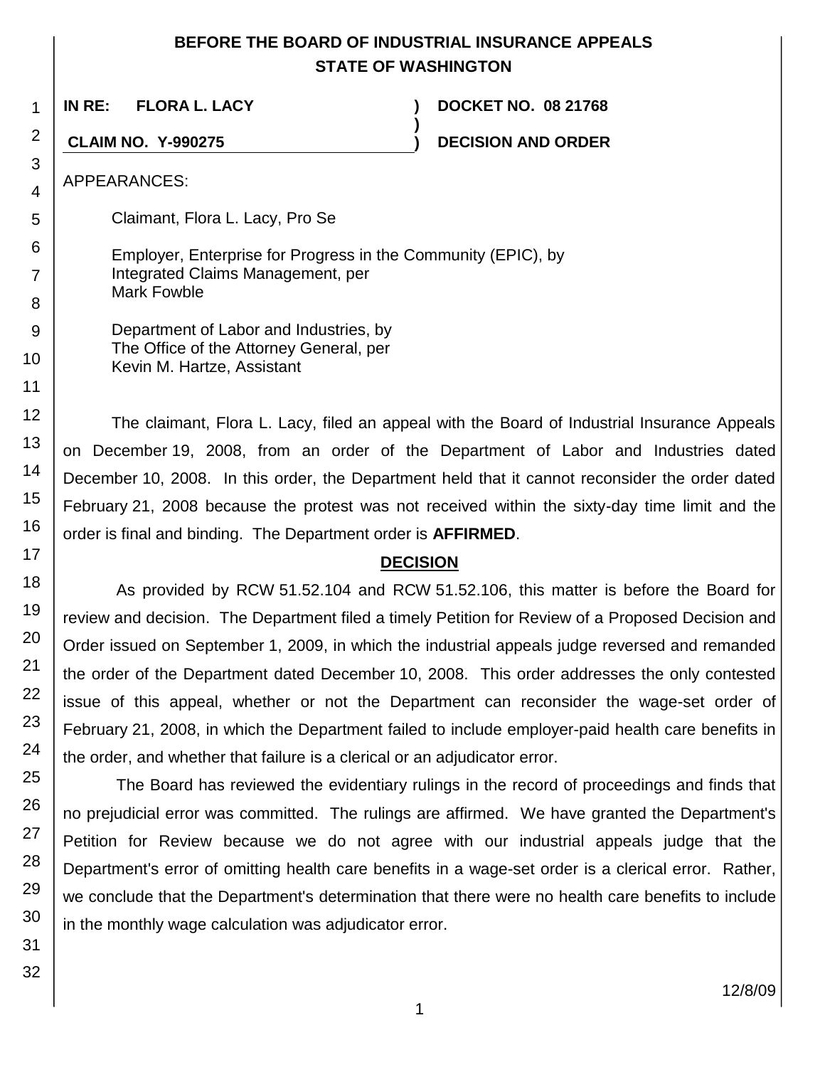# BEFORE THE BOARD OF INDUSTRIAL INSURANCE APPEALS
# STATE OF WASHINGTON

**IN RE: FLORA L. LACY** ) **DOCKET NO. 08 21768**
)
**CLAIM NO. Y-990275** ) **DECISION AND ORDER**

APPEARANCES:

Claimant, Flora L. Lacy, Pro Se

Employer, Enterprise for Progress in the Community (EPIC), by
Integrated Claims Management, per
Mark Fowble

Department of Labor and Industries, by
The Office of the Attorney General, per
Kevin M. Hartze, Assistant

The claimant, Flora L. Lacy, filed an appeal with the Board of Industrial Insurance Appeals on December 19, 2008, from an order of the Department of Labor and Industries dated December 10, 2008. In this order, the Department held that it cannot reconsider the order dated February 21, 2008 because the protest was not received within the sixty-day time limit and the order is final and binding. The Department order is **AFFIRMED**.

## DECISION

As provided by RCW 51.52.104 and RCW 51.52.106, this matter is before the Board for review and decision. The Department filed a timely Petition for Review of a Proposed Decision and Order issued on September 1, 2009, in which the industrial appeals judge reversed and remanded the order of the Department dated December 10, 2008. This order addresses the only contested issue of this appeal, whether or not the Department can reconsider the wage-set order of February 21, 2008, in which the Department failed to include employer-paid health care benefits in the order, and whether that failure is a clerical or an adjudicator error.

The Board has reviewed the evidentiary rulings in the record of proceedings and finds that no prejudicial error was committed. The rulings are affirmed. We have granted the Department's Petition for Review because we do not agree with our industrial appeals judge that the Department's error of omitting health care benefits in a wage-set order is a clerical error. Rather, we conclude that the Department's determination that there were no health care benefits to include in the monthly wage calculation was adjudicator error.

12/8/09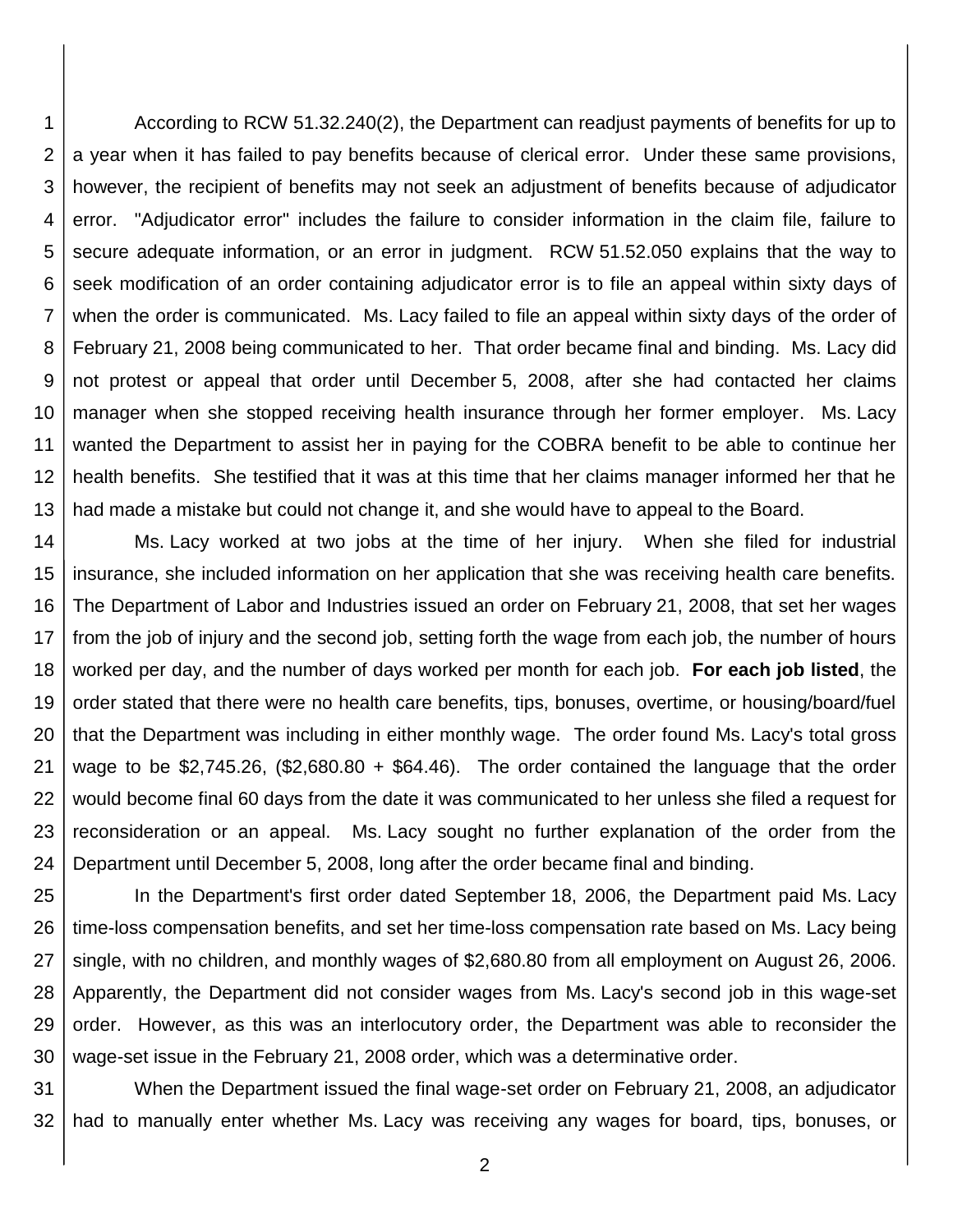According to RCW 51.32.240(2), the Department can readjust payments of benefits for up to a year when it has failed to pay benefits because of clerical error. Under these same provisions, however, the recipient of benefits may not seek an adjustment of benefits because of adjudicator error. "Adjudicator error" includes the failure to consider information in the claim file, failure to secure adequate information, or an error in judgment. RCW 51.52.050 explains that the way to seek modification of an order containing adjudicator error is to file an appeal within sixty days of when the order is communicated. Ms. Lacy failed to file an appeal within sixty days of the order of February 21, 2008 being communicated to her. That order became final and binding. Ms. Lacy did not protest or appeal that order until December 5, 2008, after she had contacted her claims manager when she stopped receiving health insurance through her former employer. Ms. Lacy wanted the Department to assist her in paying for the COBRA benefit to be able to continue her health benefits. She testified that it was at this time that her claims manager informed her that he had made a mistake but could not change it, and she would have to appeal to the Board.

Ms. Lacy worked at two jobs at the time of her injury. When she filed for industrial insurance, she included information on her application that she was receiving health care benefits. The Department of Labor and Industries issued an order on February 21, 2008, that set her wages from the job of injury and the second job, setting forth the wage from each job, the number of hours worked per day, and the number of days worked per month for each job. **For each job listed**, the order stated that there were no health care benefits, tips, bonuses, overtime, or housing/board/fuel that the Department was including in either monthly wage. The order found Ms. Lacy's total gross wage to be $2,745.26, ($2,680.80 + $64.46). The order contained the language that the order would become final 60 days from the date it was communicated to her unless she filed a request for reconsideration or an appeal. Ms. Lacy sought no further explanation of the order from the Department until December 5, 2008, long after the order became final and binding.

In the Department's first order dated September 18, 2006, the Department paid Ms. Lacy time-loss compensation benefits, and set her time-loss compensation rate based on Ms. Lacy being single, with no children, and monthly wages of $2,680.80 from all employment on August 26, 2006. Apparently, the Department did not consider wages from Ms. Lacy's second job in this wage-set order. However, as this was an interlocutory order, the Department was able to reconsider the wage-set issue in the February 21, 2008 order, which was a determinative order.

When the Department issued the final wage-set order on February 21, 2008, an adjudicator had to manually enter whether Ms. Lacy was receiving any wages for board, tips, bonuses, or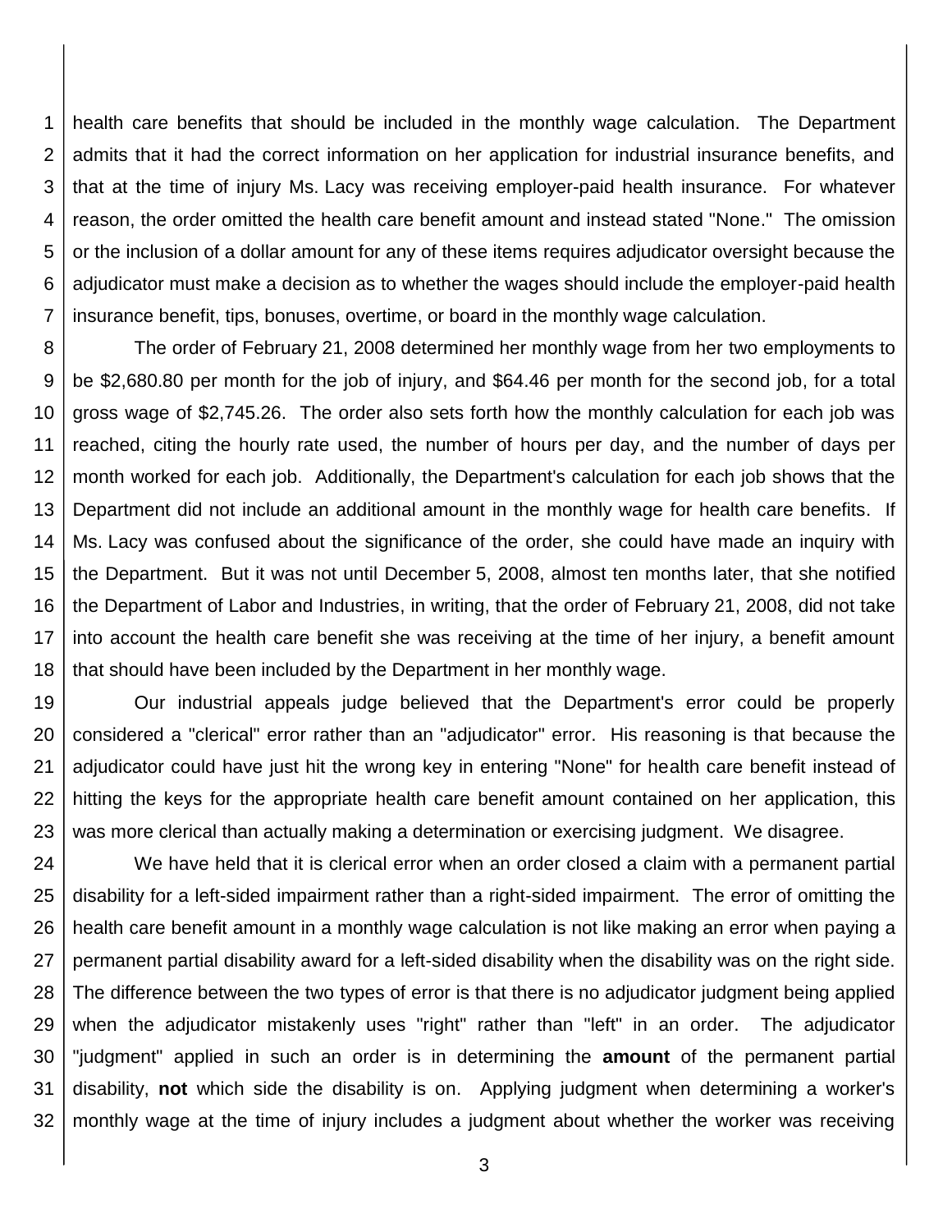health care benefits that should be included in the monthly wage calculation. The Department admits that it had the correct information on her application for industrial insurance benefits, and that at the time of injury Ms. Lacy was receiving employer-paid health insurance. For whatever reason, the order omitted the health care benefit amount and instead stated "None." The omission or the inclusion of a dollar amount for any of these items requires adjudicator oversight because the adjudicator must make a decision as to whether the wages should include the employer-paid health insurance benefit, tips, bonuses, overtime, or board in the monthly wage calculation.

The order of February 21, 2008 determined her monthly wage from her two employments to be $2,680.80 per month for the job of injury, and $64.46 per month for the second job, for a total gross wage of $2,745.26. The order also sets forth how the monthly calculation for each job was reached, citing the hourly rate used, the number of hours per day, and the number of days per month worked for each job. Additionally, the Department's calculation for each job shows that the Department did not include an additional amount in the monthly wage for health care benefits. If Ms. Lacy was confused about the significance of the order, she could have made an inquiry with the Department. But it was not until December 5, 2008, almost ten months later, that she notified the Department of Labor and Industries, in writing, that the order of February 21, 2008, did not take into account the health care benefit she was receiving at the time of her injury, a benefit amount that should have been included by the Department in her monthly wage.

Our industrial appeals judge believed that the Department's error could be properly considered a "clerical" error rather than an "adjudicator" error. His reasoning is that because the adjudicator could have just hit the wrong key in entering "None" for health care benefit instead of hitting the keys for the appropriate health care benefit amount contained on her application, this was more clerical than actually making a determination or exercising judgment. We disagree.

We have held that it is clerical error when an order closed a claim with a permanent partial disability for a left-sided impairment rather than a right-sided impairment. The error of omitting the health care benefit amount in a monthly wage calculation is not like making an error when paying a permanent partial disability award for a left-sided disability when the disability was on the right side. The difference between the two types of error is that there is no adjudicator judgment being applied when the adjudicator mistakenly uses "right" rather than "left" in an order. The adjudicator "judgment" applied in such an order is in determining the **amount** of the permanent partial disability, **not** which side the disability is on. Applying judgment when determining a worker's monthly wage at the time of injury includes a judgment about whether the worker was receiving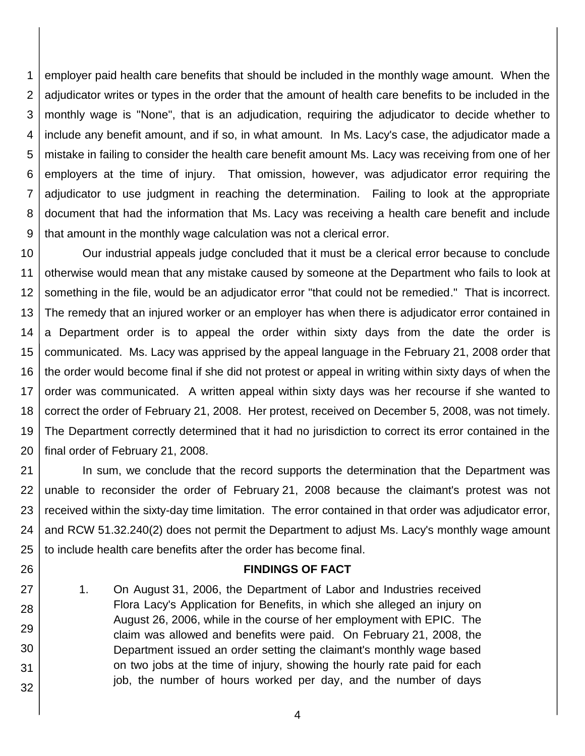employer paid health care benefits that should be included in the monthly wage amount. When the adjudicator writes or types in the order that the amount of health care benefits to be included in the monthly wage is "None", that is an adjudication, requiring the adjudicator to decide whether to include any benefit amount, and if so, in what amount. In Ms. Lacy's case, the adjudicator made a mistake in failing to consider the health care benefit amount Ms. Lacy was receiving from one of her employers at the time of injury. That omission, however, was adjudicator error requiring the adjudicator to use judgment in reaching the determination. Failing to look at the appropriate document that had the information that Ms. Lacy was receiving a health care benefit and include that amount in the monthly wage calculation was not a clerical error.

Our industrial appeals judge concluded that it must be a clerical error because to conclude otherwise would mean that any mistake caused by someone at the Department who fails to look at something in the file, would be an adjudicator error "that could not be remedied." That is incorrect. The remedy that an injured worker or an employer has when there is adjudicator error contained in a Department order is to appeal the order within sixty days from the date the order is communicated. Ms. Lacy was apprised by the appeal language in the February 21, 2008 order that the order would become final if she did not protest or appeal in writing within sixty days of when the order was communicated. A written appeal within sixty days was her recourse if she wanted to correct the order of February 21, 2008. Her protest, received on December 5, 2008, was not timely. The Department correctly determined that it had no jurisdiction to correct its error contained in the final order of February 21, 2008.

In sum, we conclude that the record supports the determination that the Department was unable to reconsider the order of February 21, 2008 because the claimant's protest was not received within the sixty-day time limitation. The error contained in that order was adjudicator error, and RCW 51.32.240(2) does not permit the Department to adjust Ms. Lacy's monthly wage amount to include health care benefits after the order has become final.

## FINDINGS OF FACT

1. On August 31, 2006, the Department of Labor and Industries received Flora Lacy's Application for Benefits, in which she alleged an injury on August 26, 2006, while in the course of her employment with EPIC. The claim was allowed and benefits were paid. On February 21, 2008, the Department issued an order setting the claimant's monthly wage based on two jobs at the time of injury, showing the hourly rate paid for each job, the number of hours worked per day, and the number of days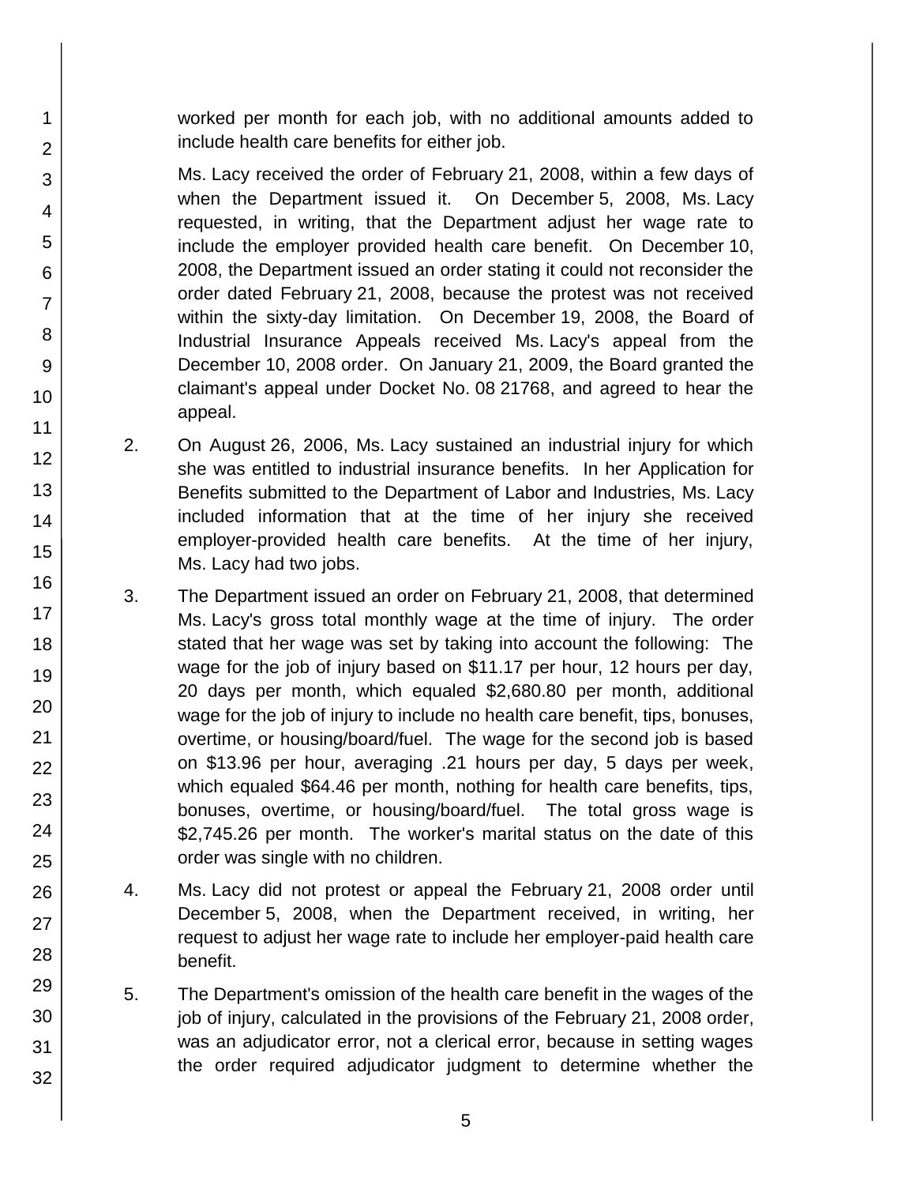worked per month for each job, with no additional amounts added to include health care benefits for either job.

Ms. Lacy received the order of February 21, 2008, within a few days of when the Department issued it. On December 5, 2008, Ms. Lacy requested, in writing, that the Department adjust her wage rate to include the employer provided health care benefit. On December 10, 2008, the Department issued an order stating it could not reconsider the order dated February 21, 2008, because the protest was not received within the sixty-day limitation. On December 19, 2008, the Board of Industrial Insurance Appeals received Ms. Lacy's appeal from the December 10, 2008 order. On January 21, 2009, the Board granted the claimant's appeal under Docket No. 08 21768, and agreed to hear the appeal.

2. On August 26, 2006, Ms. Lacy sustained an industrial injury for which she was entitled to industrial insurance benefits. In her Application for Benefits submitted to the Department of Labor and Industries, Ms. Lacy included information that at the time of her injury she received employer-provided health care benefits. At the time of her injury, Ms. Lacy had two jobs.

3. The Department issued an order on February 21, 2008, that determined Ms. Lacy's gross total monthly wage at the time of injury. The order stated that her wage was set by taking into account the following: The wage for the job of injury based on $11.17 per hour, 12 hours per day, 20 days per month, which equaled $2,680.80 per month, additional wage for the job of injury to include no health care benefit, tips, bonuses, overtime, or housing/board/fuel. The wage for the second job is based on $13.96 per hour, averaging .21 hours per day, 5 days per week, which equaled $64.46 per month, nothing for health care benefits, tips, bonuses, overtime, or housing/board/fuel. The total gross wage is $2,745.26 per month. The worker's marital status on the date of this order was single with no children.

4. Ms. Lacy did not protest or appeal the February 21, 2008 order until December 5, 2008, when the Department received, in writing, her request to adjust her wage rate to include her employer-paid health care benefit.

5. The Department's omission of the health care benefit in the wages of the job of injury, calculated in the provisions of the February 21, 2008 order, was an adjudicator error, not a clerical error, because in setting wages the order required adjudicator judgment to determine whether the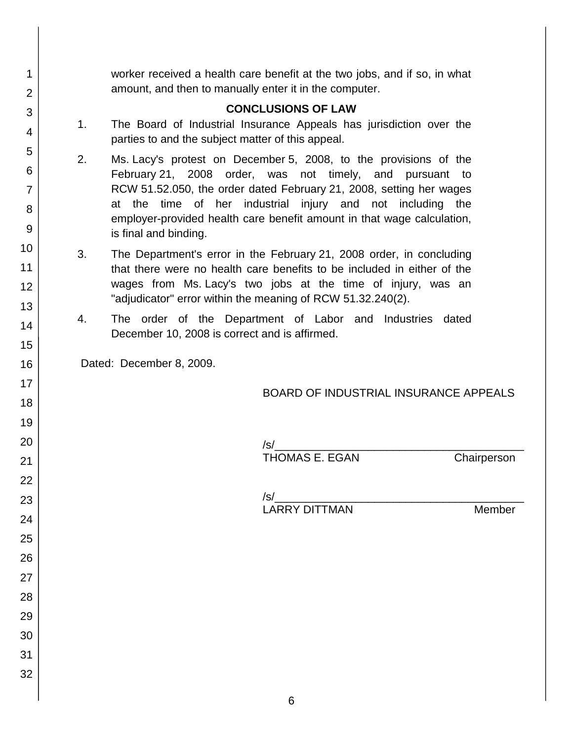worker received a health care benefit at the two jobs, and if so, in what amount, and then to manually enter it in the computer.

**CONCLUSIONS OF LAW**

1. The Board of Industrial Insurance Appeals has jurisdiction over the parties to and the subject matter of this appeal.

2. Ms. Lacy's protest on December 5, 2008, to the provisions of the February 21, 2008 order, was not timely, and pursuant to RCW 51.52.050, the order dated February 21, 2008, setting her wages at the time of her industrial injury and not including the employer-provided health care benefit amount in that wage calculation, is final and binding.

3. The Department's error in the February 21, 2008 order, in concluding that there were no health care benefits to be included in either of the wages from Ms. Lacy's two jobs at the time of injury, was an "adjudicator" error within the meaning of RCW 51.32.240(2).

4. The order of the Department of Labor and Industries dated December 10, 2008 is correct and is affirmed.

Dated: December 8, 2009.

BOARD OF INDUSTRIAL INSURANCE APPEALS

/s/
THOMAS E. EGAN Chairperson

/s/
LARRY DITTMAN Member